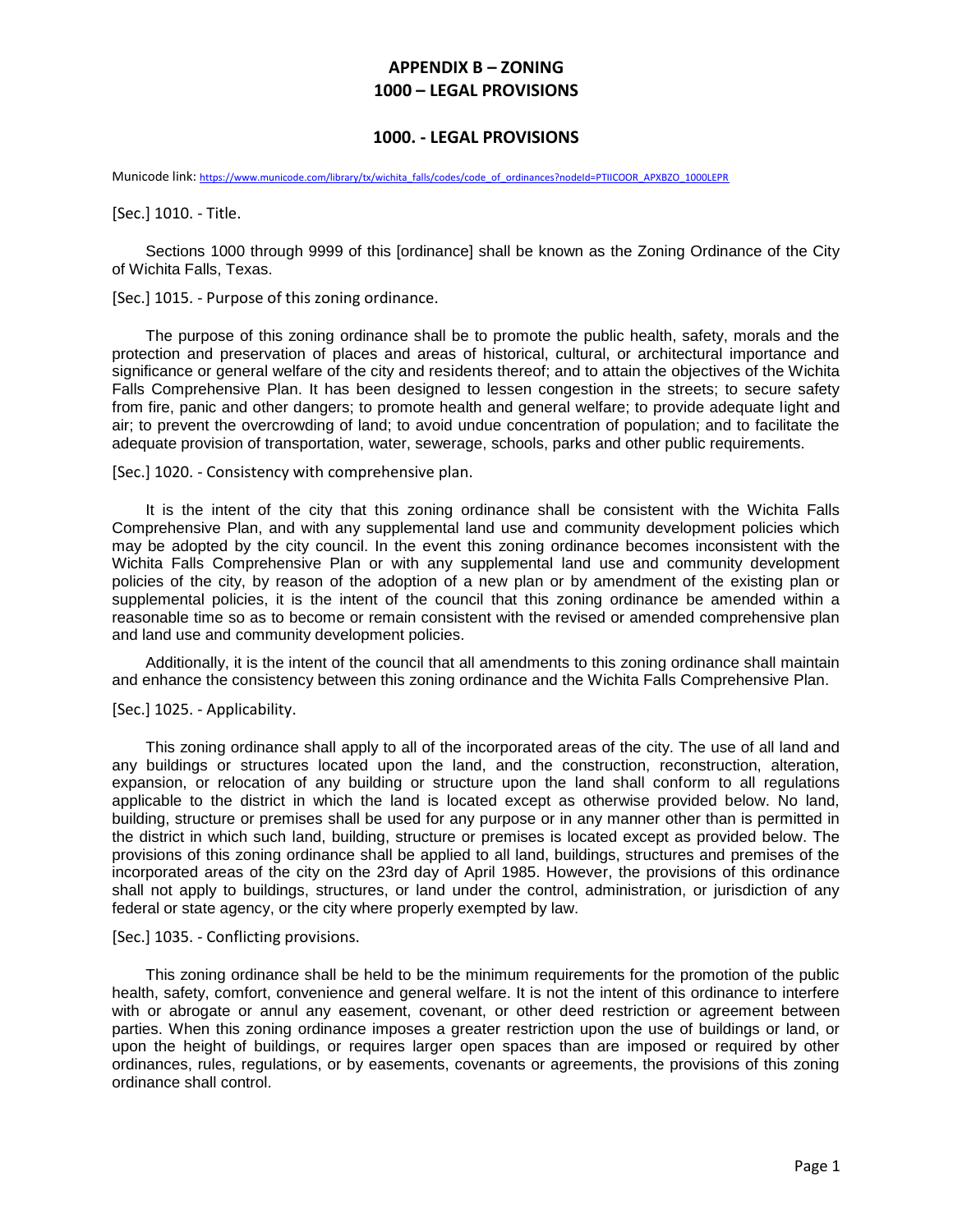# APPENDIX B – ZONING
# 1000 – LEGAL PROVISIONS

## 1000. - LEGAL PROVISIONS

Municode link: https://www.municode.com/library/tx/wichita_falls/codes/code_of_ordinances?nodeId=PTIICOOR_APXBZO_1000LEPR

[Sec.] 1010. - Title.

Sections 1000 through 9999 of this [ordinance] shall be known as the Zoning Ordinance of the City of Wichita Falls, Texas.

[Sec.] 1015. - Purpose of this zoning ordinance.

The purpose of this zoning ordinance shall be to promote the public health, safety, morals and the protection and preservation of places and areas of historical, cultural, or architectural importance and significance or general welfare of the city and residents thereof; and to attain the objectives of the Wichita Falls Comprehensive Plan. It has been designed to lessen congestion in the streets; to secure safety from fire, panic and other dangers; to promote health and general welfare; to provide adequate light and air; to prevent the overcrowding of land; to avoid undue concentration of population; and to facilitate the adequate provision of transportation, water, sewerage, schools, parks and other public requirements.

[Sec.] 1020. - Consistency with comprehensive plan.

It is the intent of the city that this zoning ordinance shall be consistent with the Wichita Falls Comprehensive Plan, and with any supplemental land use and community development policies which may be adopted by the city council. In the event this zoning ordinance becomes inconsistent with the Wichita Falls Comprehensive Plan or with any supplemental land use and community development policies of the city, by reason of the adoption of a new plan or by amendment of the existing plan or supplemental policies, it is the intent of the council that this zoning ordinance be amended within a reasonable time so as to become or remain consistent with the revised or amended comprehensive plan and land use and community development policies.

Additionally, it is the intent of the council that all amendments to this zoning ordinance shall maintain and enhance the consistency between this zoning ordinance and the Wichita Falls Comprehensive Plan.

[Sec.] 1025. - Applicability.

This zoning ordinance shall apply to all of the incorporated areas of the city. The use of all land and any buildings or structures located upon the land, and the construction, reconstruction, alteration, expansion, or relocation of any building or structure upon the land shall conform to all regulations applicable to the district in which the land is located except as otherwise provided below. No land, building, structure or premises shall be used for any purpose or in any manner other than is permitted in the district in which such land, building, structure or premises is located except as provided below. The provisions of this zoning ordinance shall be applied to all land, buildings, structures and premises of the incorporated areas of the city on the 23rd day of April 1985. However, the provisions of this ordinance shall not apply to buildings, structures, or land under the control, administration, or jurisdiction of any federal or state agency, or the city where properly exempted by law.

[Sec.] 1035. - Conflicting provisions.

This zoning ordinance shall be held to be the minimum requirements for the promotion of the public health, safety, comfort, convenience and general welfare. It is not the intent of this ordinance to interfere with or abrogate or annul any easement, covenant, or other deed restriction or agreement between parties. When this zoning ordinance imposes a greater restriction upon the use of buildings or land, or upon the height of buildings, or requires larger open spaces than are imposed or required by other ordinances, rules, regulations, or by easements, covenants or agreements, the provisions of this zoning ordinance shall control.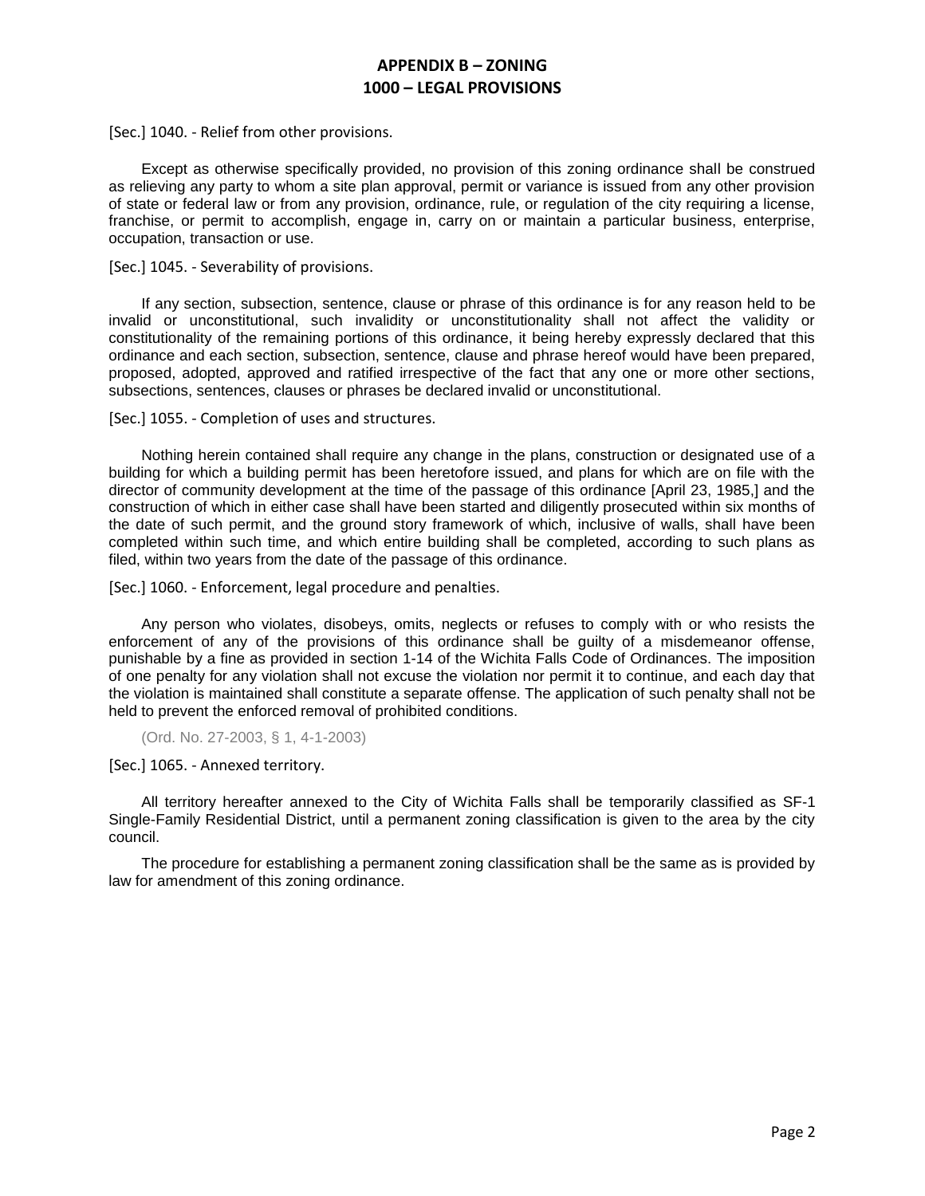[Sec.] 1040. - Relief from other provisions.

Except as otherwise specifically provided, no provision of this zoning ordinance shall be construed as relieving any party to whom a site plan approval, permit or variance is issued from any other provision of state or federal law or from any provision, ordinance, rule, or regulation of the city requiring a license, franchise, or permit to accomplish, engage in, carry on or maintain a particular business, enterprise, occupation, transaction or use.

[Sec.] 1045. - Severability of provisions.

If any section, subsection, sentence, clause or phrase of this ordinance is for any reason held to be invalid or unconstitutional, such invalidity or unconstitutionality shall not affect the validity or constitutionality of the remaining portions of this ordinance, it being hereby expressly declared that this ordinance and each section, subsection, sentence, clause and phrase hereof would have been prepared, proposed, adopted, approved and ratified irrespective of the fact that any one or more other sections, subsections, sentences, clauses or phrases be declared invalid or unconstitutional.

[Sec.] 1055. - Completion of uses and structures.

Nothing herein contained shall require any change in the plans, construction or designated use of a building for which a building permit has been heretofore issued, and plans for which are on file with the director of community development at the time of the passage of this ordinance [April 23, 1985,] and the construction of which in either case shall have been started and diligently prosecuted within six months of the date of such permit, and the ground story framework of which, inclusive of walls, shall have been completed within such time, and which entire building shall be completed, according to such plans as filed, within two years from the date of the passage of this ordinance.

[Sec.] 1060. - Enforcement, legal procedure and penalties.

Any person who violates, disobeys, omits, neglects or refuses to comply with or who resists the enforcement of any of the provisions of this ordinance shall be guilty of a misdemeanor offense, punishable by a fine as provided in section 1-14 of the Wichita Falls Code of Ordinances. The imposition of one penalty for any violation shall not excuse the violation nor permit it to continue, and each day that the violation is maintained shall constitute a separate offense. The application of such penalty shall not be held to prevent the enforced removal of prohibited conditions.

(Ord. No. 27-2003, § 1, 4-1-2003)

[Sec.] 1065. - Annexed territory.

All territory hereafter annexed to the City of Wichita Falls shall be temporarily classified as SF-1 Single-Family Residential District, until a permanent zoning classification is given to the area by the city council.

The procedure for establishing a permanent zoning classification shall be the same as is provided by law for amendment of this zoning ordinance.